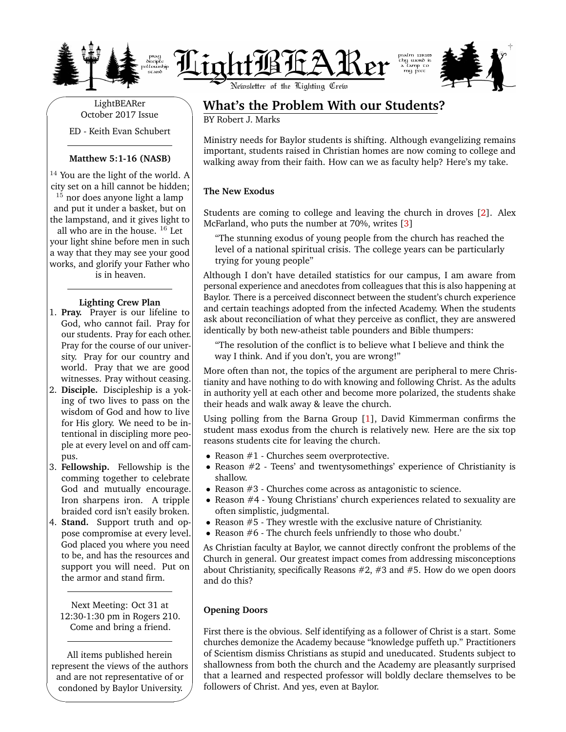# LightBEARer

Newsletter of the Lighting Crew

pray disciple fellowship stand

psalm 119:105 thy word is a lamp to my feet

LightBEARer
October 2017 Issue

ED - Keith Evan Schubert

---

**Matthew 5:1-16 (NASB)**

[14] You are the light of the world. A city set on a hill cannot be hidden; [15] nor does anyone light a lamp and put it under a basket, but on the lampstand, and it gives light to all who are in the house. [16] Let your light shine before men in such a way that they may see your good works, and glorify your Father who is in heaven.

---

**Lighting Crew Plan**

1. **Pray.** Prayer is our lifeline to God, who cannot fail. Pray for our students. Pray for each other. Pray for the course of our university. Pray for our country and world. Pray that we are good witnesses. Pray without ceasing.
2. **Disciple.** Discipleship is a yoking of two lives to pass on the wisdom of God and how to live for His glory. We need to be intentional in discipling more people at every level on and off campus.
3. **Fellowship.** Fellowship is the comming together to celebrate God and mutually encourage. Iron sharpens iron. A tripple braided cord isn't easily broken.
4. **Stand.** Support truth and oppose compromise at every level. God placed you where you need to be, and has the resources and support you will need. Put on the armor and stand firm.

---

Next Meeting: Oct 31 at 12:30-1:30 pm in Rogers 210. Come and bring a friend.

---

All items published herein represent the views of the authors and are not representative of or condoned by Baylor University.

## What's the Problem With our Students?

BY Robert J. Marks

Ministry needs for Baylor students is shifting. Although evangelizing remains important, students raised in Christian homes are now coming to college and walking away from their faith. How can we as faculty help? Here's my take.

### The New Exodus

Students are coming to college and leaving the church in droves [2]. Alex McFarland, who puts the number at 70%, writes [3]

> "The stunning exodus of young people from the church has reached the level of a national spiritual crisis. The college years can be particularly trying for young people"

Although I don't have detailed statistics for our campus, I am aware from personal experience and anecdotes from colleagues that this is also happening at Baylor. There is a perceived disconnect between the student's church experience and certain teachings adopted from the infected Academy. When the students ask about reconciliation of what they perceive as conflict, they are answered identically by both new-atheist table pounders and Bible thumpers:

> "The resolution of the conflict is to believe what I believe and think the way I think. And if you don't, you are wrong!"

More often than not, the topics of the argument are peripheral to mere Christianity and have nothing to do with knowing and following Christ. As the adults in authority yell at each other and become more polarized, the students shake their heads and walk away & leave the church.

Using polling from the Barna Group [1], David Kimmerman confirms the student mass exodus from the church is relatively new. Here are the six top reasons students cite for leaving the church.

- Reason #1 - Churches seem overprotective.
- Reason #2 - Teens' and twentysomethings' experience of Christianity is shallow.
- Reason #3 - Churches come across as antagonistic to science.
- Reason #4 - Young Christians' church experiences related to sexuality are often simplistic, judgmental.
- Reason #5 - They wrestle with the exclusive nature of Christianity.
- Reason #6 - The church feels unfriendly to those who doubt.'

As Christian faculty at Baylor, we cannot directly confront the problems of the Church in general. Our greatest impact comes from addressing misconceptions about Christianity, specifically Reasons #2, #3 and #5. How do we open doors and do this?

### Opening Doors

First there is the obvious. Self identifying as a follower of Christ is a start. Some churches demonize the Academy because "knowledge puffeth up." Practitioners of Scientism dismiss Christians as stupid and uneducated. Students subject to shallowness from both the church and the Academy are pleasantly surprised that a learned and respected professor will boldly declare themselves to be followers of Christ. And yes, even at Baylor.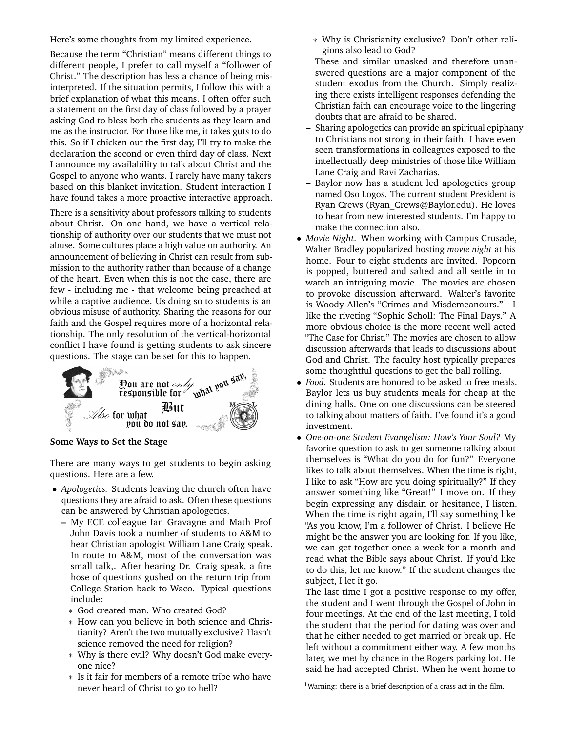Here's some thoughts from my limited experience.

Because the term "Christian" means different things to different people, I prefer to call myself a "follower of Christ." The description has less a chance of being misinterpreted. If the situation permits, I follow this with a brief explanation of what this means. I often offer such a statement on the first day of class followed by a prayer asking God to bless both the students as they learn and me as the instructor. For those like me, it takes guts to do this. So if I chicken out the first day, I'll try to make the declaration the second or even third day of class. Next I announce my availability to talk about Christ and the Gospel to anyone who wants. I rarely have many takers based on this blanket invitation. Student interaction I have found takes a more proactive interactive approach.

There is a sensitivity about professors talking to students about Christ. On one hand, we have a vertical relationship of authority over our students that we must not abuse. Some cultures place a high value on authority. An announcement of believing in Christ can result from submission to the authority rather than because of a change of the heart. Even when this is not the case, there are few - including me - that welcome being preached at while a captive audience. Us doing so to students is an obvious misuse of authority. Sharing the reasons for our faith and the Gospel requires more of a horizontal relationship. The only resolution of the vertical-horizontal conflict I have found is getting students to ask sincere questions. The stage can be set for this to happen.

You are not *only* responsible for what you say, But *Also* for what you do not say.

**Some Ways to Set the Stage**

There are many ways to get students to begin asking questions. Here are a few.

- *Apologetics.* Students leaving the church often have questions they are afraid to ask. Often these questions can be answered by Christian apologetics.
  - My ECE colleague Ian Gravagne and Math Prof John Davis took a number of students to A&M to hear Christian apologist William Lane Craig speak. In route to A&M, most of the conversation was small talk,. After hearing Dr. Craig speak, a fire hose of questions gushed on the return trip from College Station back to Waco. Typical questions include:
    - God created man. Who created God?
    - How can you believe in both science and Christianity? Aren't the two mutually exclusive? Hasn't science removed the need for religion?
    - Why is there evil? Why doesn't God make everyone nice?
    - Is it fair for members of a remote tribe who have never heard of Christ to go to hell?
    - Why is Christianity exclusive? Don't other religions also lead to God?

    These and similar unasked and therefore unanswered questions are a major component of the student exodus from the Church. Simply realizing there exists intelligent responses defending the Christian faith can encourage voice to the lingering doubts that are afraid to be shared.
  - Sharing apologetics can provide an spiritual epiphany to Christians not strong in their faith. I have even seen transformations in colleagues exposed to the intellectually deep ministries of those like William Lane Craig and Ravi Zacharias.
  - Baylor now has a student led apologetics group named Oso Logos. The current student President is Ryan Crews (Ryan_Crews@Baylor.edu). He loves to hear from new interested students. I'm happy to make the connection also.
- *Movie Night.* When working with Campus Crusade, Walter Bradley popularized hosting *movie night* at his home. Four to eight students are invited. Popcorn is popped, buttered and salted and all settle in to watch an intriguing movie. The movies are chosen to provoke discussion afterward. Walter's favorite is Woody Allen's "Crimes and Misdemeanours."[1] I like the riveting "Sophie Scholl: The Final Days." A more obvious choice is the more recent well acted "The Case for Christ." The movies are chosen to allow discussion afterwards that leads to discussions about God and Christ. The faculty host typically prepares some thoughtful questions to get the ball rolling.
- *Food.* Students are honored to be asked to free meals. Baylor lets us buy students meals for cheap at the dining halls. One on one discussions can be steered to talking about matters of faith. I've found it's a good investment.
- *One-on-one Student Evangelism: How's Your Soul?* My favorite question to ask to get someone talking about themselves is "What do you do for fun?" Everyone likes to talk about themselves. When the time is right, I like to ask "How are you doing spiritually?" If they answer something like "Great!" I move on. If they begin expressing any disdain or hesitance, I listen. When the time is right again, I'll say something like "As you know, I'm a follower of Christ. I believe He might be the answer you are looking for. If you like, we can get together once a week for a month and read what the Bible says about Christ. If you'd like to do this, let me know." If the student changes the subject, I let it go.

  The last time I got a positive response to my offer, the student and I went through the Gospel of John in four meetings. At the end of the last meeting, I told the student that the period for dating was over and that he either needed to get married or break up. He left without a commitment either way. A few months later, we met by chance in the Rogers parking lot. He said he had accepted Christ. When he went home to

[1] Warning: there is a brief description of a crass act in the film.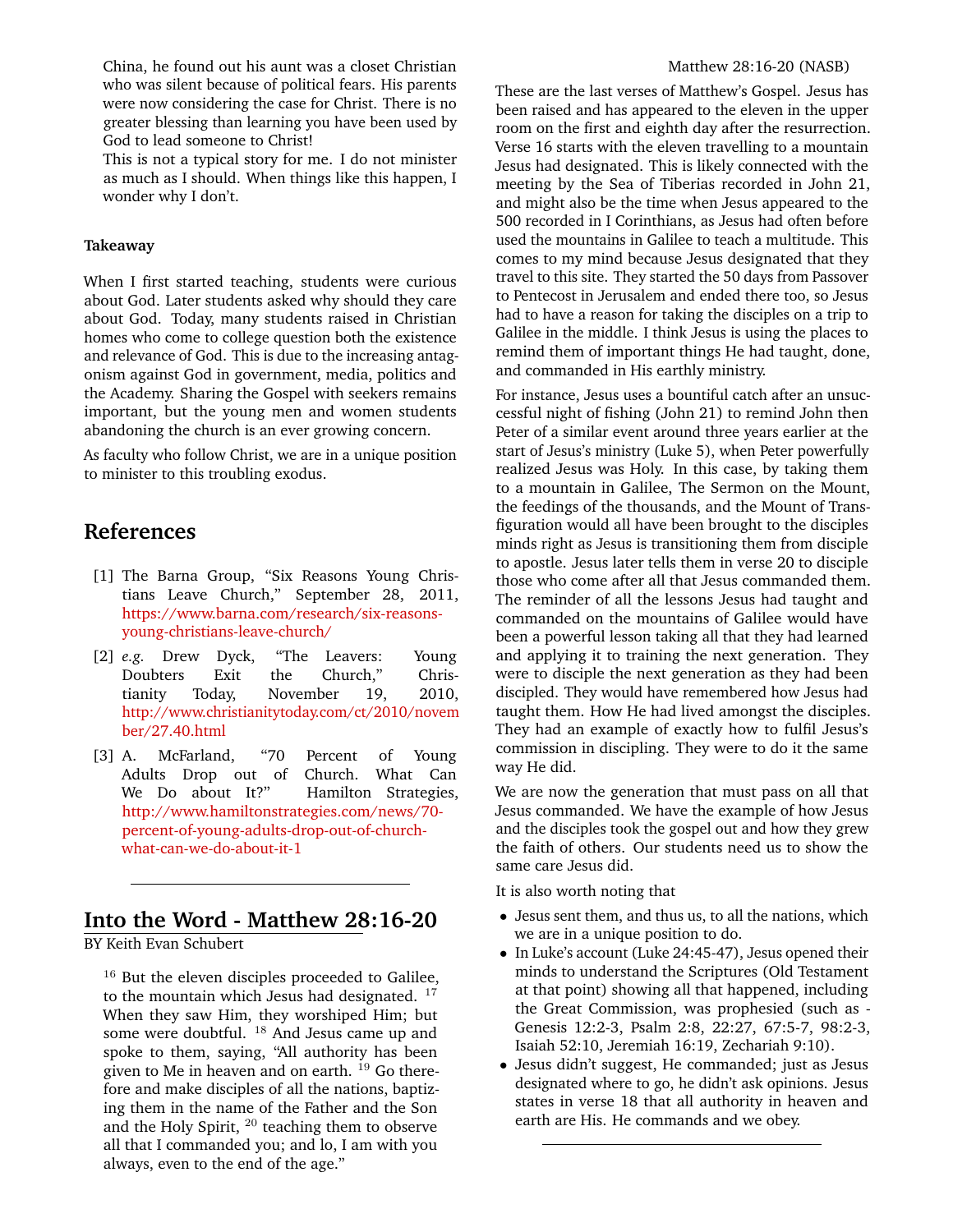China, he found out his aunt was a closet Christian who was silent because of political fears. His parents were now considering the case for Christ. There is no greater blessing than learning you have been used by God to lead someone to Christ!

This is not a typical story for me. I do not minister as much as I should. When things like this happen, I wonder why I don't.

**Takeaway**

When I first started teaching, students were curious about God. Later students asked why should they care about God. Today, many students raised in Christian homes who come to college question both the existence and relevance of God. This is due to the increasing antagonism against God in government, media, politics and the Academy. Sharing the Gospel with seekers remains important, but the young men and women students abandoning the church is an ever growing concern.

As faculty who follow Christ, we are in a unique position to minister to this troubling exodus.

## References

[1] The Barna Group, "Six Reasons Young Christians Leave Church," September 28, 2011, https://www.barna.com/research/six-reasons-young-christians-leave-church/

[2] *e.g.* Drew Dyck, "The Leavers: Young Doubters Exit the Church," Christianity Today, November 19, 2010, http://www.christianitytoday.com/ct/2010/november/27.40.html

[3] A. McFarland, "70 Percent of Young Adults Drop out of Church. What Can We Do about It?" Hamilton Strategies, http://www.hamiltonstrategies.com/news/70-percent-of-young-adults-drop-out-of-church-what-can-we-do-about-it-1

---

## Into the Word - Matthew 28:16-20

BY Keith Evan Schubert

> [16] But the eleven disciples proceeded to Galilee, to the mountain which Jesus had designated. [17] When they saw Him, they worshiped Him; but some were doubtful. [18] And Jesus came up and spoke to them, saying, "All authority has been given to Me in heaven and on earth. [19] Go therefore and make disciples of all the nations, baptizing them in the name of the Father and the Son and the Holy Spirit, [20] teaching them to observe all that I commanded you; and lo, I am with you always, even to the end of the age."
>
> Matthew 28:16-20 (NASB)

These are the last verses of Matthew's Gospel. Jesus has been raised and has appeared to the eleven in the upper room on the first and eighth day after the resurrection. Verse 16 starts with the eleven travelling to a mountain Jesus had designated. This is likely connected with the meeting by the Sea of Tiberias recorded in John 21, and might also be the time when Jesus appeared to the 500 recorded in I Corinthians, as Jesus had often before used the mountains in Galilee to teach a multitude. This comes to my mind because Jesus designated that they travel to this site. They started the 50 days from Passover to Pentecost in Jerusalem and ended there too, so Jesus had to have a reason for taking the disciples on a trip to Galilee in the middle. I think Jesus is using the places to remind them of important things He had taught, done, and commanded in His earthly ministry.

For instance, Jesus uses a bountiful catch after an unsuccessful night of fishing (John 21) to remind John then Peter of a similar event around three years earlier at the start of Jesus's ministry (Luke 5), when Peter powerfully realized Jesus was Holy. In this case, by taking them to a mountain in Galilee, The Sermon on the Mount, the feedings of the thousands, and the Mount of Transfiguration would all have been brought to the disciples minds right as Jesus is transitioning them from disciple to apostle. Jesus later tells them in verse 20 to disciple those who come after all that Jesus commanded them. The reminder of all the lessons Jesus had taught and commanded on the mountains of Galilee would have been a powerful lesson taking all that they had learned and applying it to training the next generation. They were to disciple the next generation as they had been discipled. They would have remembered how Jesus had taught them. How He had lived amongst the disciples. They had an example of exactly how to fulfil Jesus's commission in discipling. They were to do it the same way He did.

We are now the generation that must pass on all that Jesus commanded. We have the example of how Jesus and the disciples took the gospel out and how they grew the faith of others. Our students need us to show the same care Jesus did.

It is also worth noting that

- Jesus sent them, and thus us, to all the nations, which we are in a unique position to do.
- In Luke's account (Luke 24:45-47), Jesus opened their minds to understand the Scriptures (Old Testament at that point) showing all that happened, including the Great Commission, was prophesied (such as - Genesis 12:2-3, Psalm 2:8, 22:27, 67:5-7, 98:2-3, Isaiah 52:10, Jeremiah 16:19, Zechariah 9:10).
- Jesus didn't suggest, He commanded; just as Jesus designated where to go, he didn't ask opinions. Jesus states in verse 18 that all authority in heaven and earth are His. He commands and we obey.

---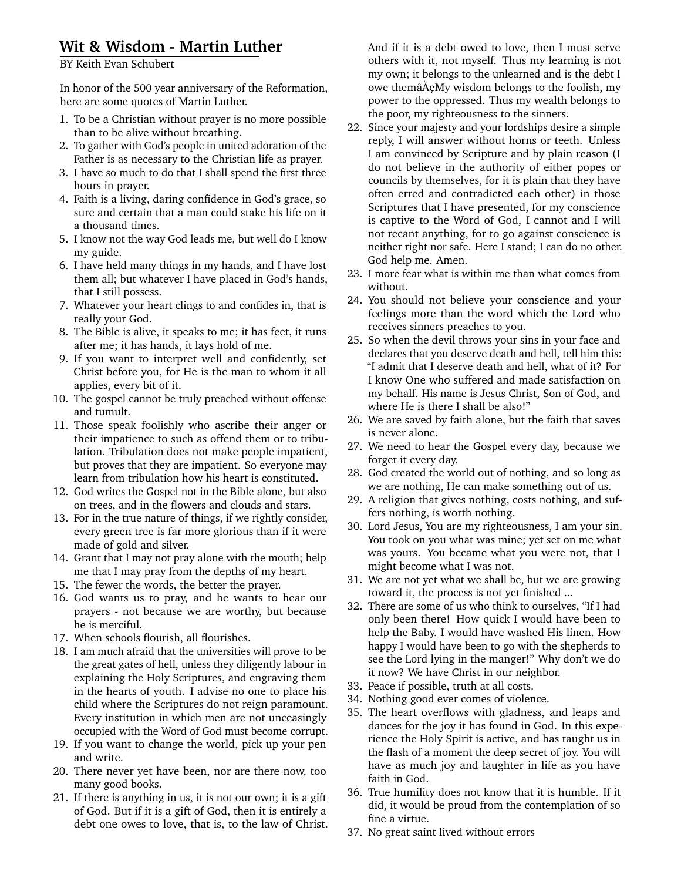## Wit & Wisdom - Martin Luther

BY Keith Evan Schubert

In honor of the 500 year anniversary of the Reformation, here are some quotes of Martin Luther.

1. To be a Christian without prayer is no more possible than to be alive without breathing.
2. To gather with God's people in united adoration of the Father is as necessary to the Christian life as prayer.
3. I have so much to do that I shall spend the first three hours in prayer.
4. Faith is a living, daring confidence in God's grace, so sure and certain that a man could stake his life on it a thousand times.
5. I know not the way God leads me, but well do I know my guide.
6. I have held many things in my hands, and I have lost them all; but whatever I have placed in God's hands, that I still possess.
7. Whatever your heart clings to and confides in, that is really your God.
8. The Bible is alive, it speaks to me; it has feet, it runs after me; it has hands, it lays hold of me.
9. If you want to interpret well and confidently, set Christ before you, for He is the man to whom it all applies, every bit of it.
10. The gospel cannot be truly preached without offense and tumult.
11. Those speak foolishly who ascribe their anger or their impatience to such as offend them or to tribulation. Tribulation does not make people impatient, but proves that they are impatient. So everyone may learn from tribulation how his heart is constituted.
12. God writes the Gospel not in the Bible alone, but also on trees, and in the flowers and clouds and stars.
13. For in the true nature of things, if we rightly consider, every green tree is far more glorious than if it were made of gold and silver.
14. Grant that I may not pray alone with the mouth; help me that I may pray from the depths of my heart.
15. The fewer the words, the better the prayer.
16. God wants us to pray, and he wants to hear our prayers - not because we are worthy, but because he is merciful.
17. When schools flourish, all flourishes.
18. I am much afraid that the universities will prove to be the great gates of hell, unless they diligently labour in explaining the Holy Scriptures, and engraving them in the hearts of youth. I advise no one to place his child where the Scriptures do not reign paramount. Every institution in which men are not unceasingly occupied with the Word of God must become corrupt.
19. If you want to change the world, pick up your pen and write.
20. There never yet have been, nor are there now, too many good books.
21. If there is anything in us, it is not our own; it is a gift of God. But if it is a gift of God, then it is entirely a debt one owes to love, that is, to the law of Christ. And if it is a debt owed to love, then I must serve others with it, not myself. Thus my learning is not my own; it belongs to the unlearned and is the debt I owe themâĂęMy wisdom belongs to the foolish, my power to the oppressed. Thus my wealth belongs to the poor, my righteousness to the sinners.
22. Since your majesty and your lordships desire a simple reply, I will answer without horns or teeth. Unless I am convinced by Scripture and by plain reason (I do not believe in the authority of either popes or councils by themselves, for it is plain that they have often erred and contradicted each other) in those Scriptures that I have presented, for my conscience is captive to the Word of God, I cannot and I will not recant anything, for to go against conscience is neither right nor safe. Here I stand; I can do no other. God help me. Amen.
23. I more fear what is within me than what comes from without.
24. You should not believe your conscience and your feelings more than the word which the Lord who receives sinners preaches to you.
25. So when the devil throws your sins in your face and declares that you deserve death and hell, tell him this: "I admit that I deserve death and hell, what of it? For I know One who suffered and made satisfaction on my behalf. His name is Jesus Christ, Son of God, and where He is there I shall be also!"
26. We are saved by faith alone, but the faith that saves is never alone.
27. We need to hear the Gospel every day, because we forget it every day.
28. God created the world out of nothing, and so long as we are nothing, He can make something out of us.
29. A religion that gives nothing, costs nothing, and suffers nothing, is worth nothing.
30. Lord Jesus, You are my righteousness, I am your sin. You took on you what was mine; yet set on me what was yours. You became what you were not, that I might become what I was not.
31. We are not yet what we shall be, but we are growing toward it, the process is not yet finished ...
32. There are some of us who think to ourselves, "If I had only been there! How quick I would have been to help the Baby. I would have washed His linen. How happy I would have been to go with the shepherds to see the Lord lying in the manger!" Why don't we do it now? We have Christ in our neighbor.
33. Peace if possible, truth at all costs.
34. Nothing good ever comes of violence.
35. The heart overflows with gladness, and leaps and dances for the joy it has found in God. In this experience the Holy Spirit is active, and has taught us in the flash of a moment the deep secret of joy. You will have as much joy and laughter in life as you have faith in God.
36. True humility does not know that it is humble. If it did, it would be proud from the contemplation of so fine a virtue.
37. No great saint lived without errors